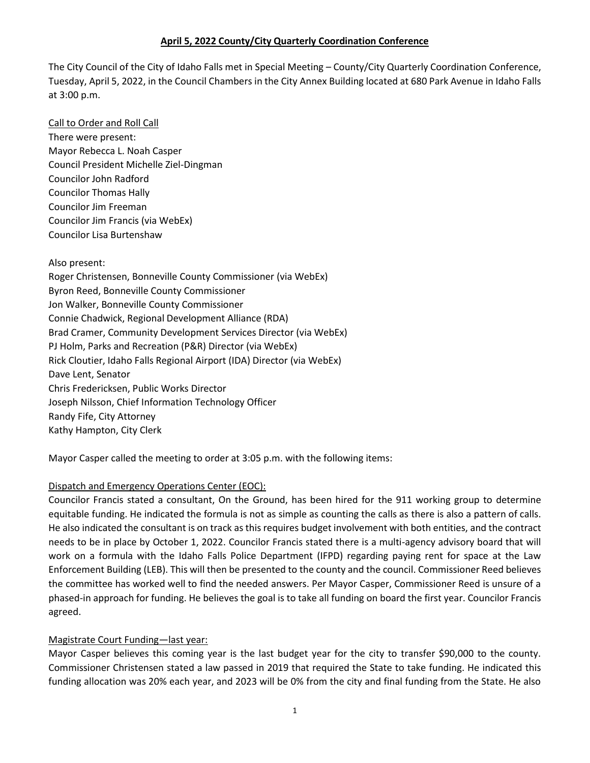**April 5, 2022 County/City Quarterly Coordination Conference**

The City Council of the City of Idaho Falls met in Special Meeting – County/City Quarterly Coordination Conference, Tuesday, April 5, 2022, in the Council Chambers in the City Annex Building located at 680 Park Avenue in Idaho Falls at 3:00 p.m.

Call to Order and Roll Call

There were present:
Mayor Rebecca L. Noah Casper
Council President Michelle Ziel-Dingman
Councilor John Radford
Councilor Thomas Hally
Councilor Jim Freeman
Councilor Jim Francis (via WebEx)
Councilor Lisa Burtenshaw

Also present:
Roger Christensen, Bonneville County Commissioner (via WebEx)
Byron Reed, Bonneville County Commissioner
Jon Walker, Bonneville County Commissioner
Connie Chadwick, Regional Development Alliance (RDA)
Brad Cramer, Community Development Services Director (via WebEx)
PJ Holm, Parks and Recreation (P&R) Director (via WebEx)
Rick Cloutier, Idaho Falls Regional Airport (IDA) Director (via WebEx)
Dave Lent, Senator
Chris Fredericksen, Public Works Director
Joseph Nilsson, Chief Information Technology Officer
Randy Fife, City Attorney
Kathy Hampton, City Clerk

Mayor Casper called the meeting to order at 3:05 p.m. with the following items:

Dispatch and Emergency Operations Center (EOC):

Councilor Francis stated a consultant, On the Ground, has been hired for the 911 working group to determine equitable funding. He indicated the formula is not as simple as counting the calls as there is also a pattern of calls. He also indicated the consultant is on track as this requires budget involvement with both entities, and the contract needs to be in place by October 1, 2022. Councilor Francis stated there is a multi-agency advisory board that will work on a formula with the Idaho Falls Police Department (IFPD) regarding paying rent for space at the Law Enforcement Building (LEB). This will then be presented to the county and the council. Commissioner Reed believes the committee has worked well to find the needed answers. Per Mayor Casper, Commissioner Reed is unsure of a phased-in approach for funding. He believes the goal is to take all funding on board the first year. Councilor Francis agreed.

Magistrate Court Funding—last year:

Mayor Casper believes this coming year is the last budget year for the city to transfer $90,000 to the county. Commissioner Christensen stated a law passed in 2019 that required the State to take funding. He indicated this funding allocation was 20% each year, and 2023 will be 0% from the city and final funding from the State. He also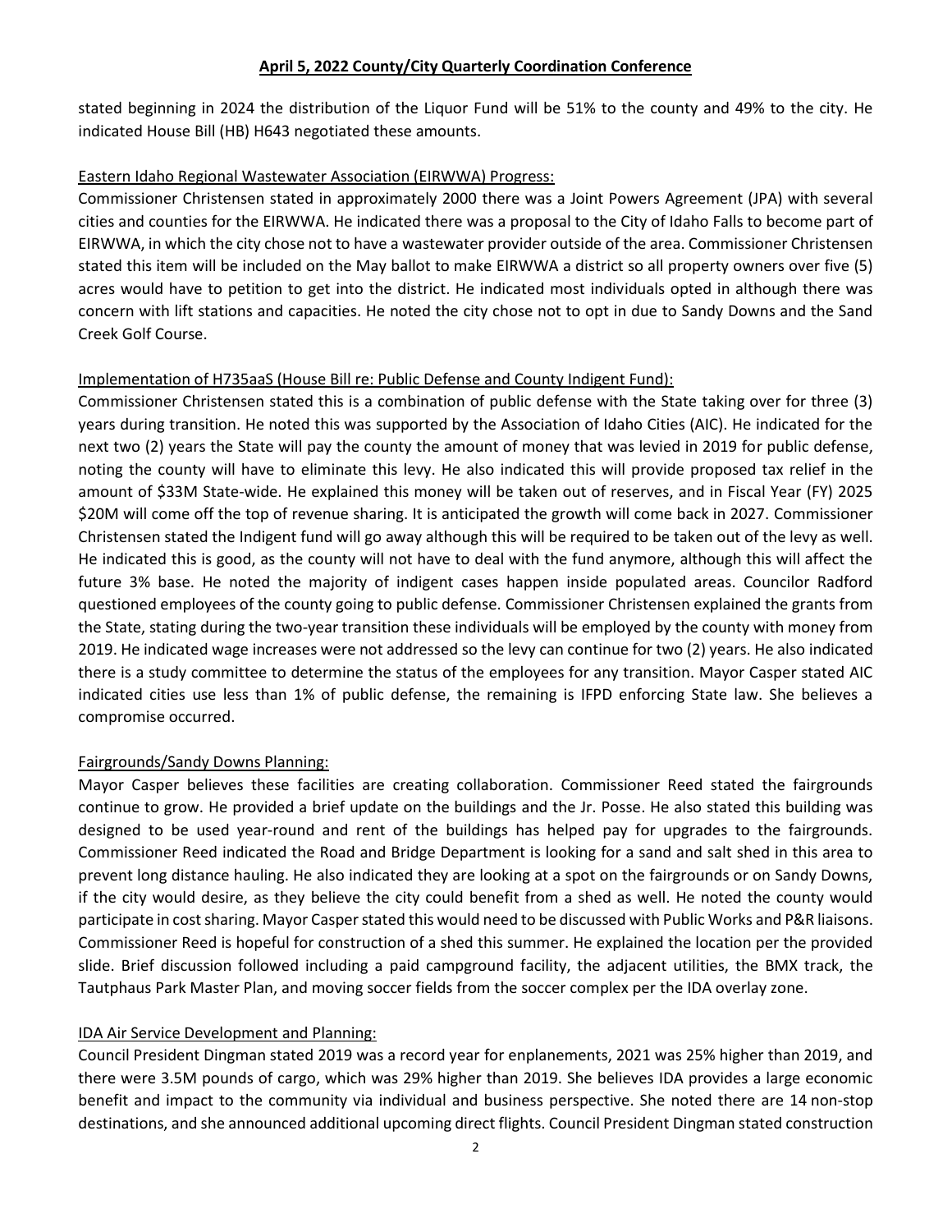stated beginning in 2024 the distribution of the Liquor Fund will be 51% to the county and 49% to the city. He indicated House Bill (HB) H643 negotiated these amounts.

Eastern Idaho Regional Wastewater Association (EIRWWA) Progress:

Commissioner Christensen stated in approximately 2000 there was a Joint Powers Agreement (JPA) with several cities and counties for the EIRWWA. He indicated there was a proposal to the City of Idaho Falls to become part of EIRWWA, in which the city chose not to have a wastewater provider outside of the area. Commissioner Christensen stated this item will be included on the May ballot to make EIRWWA a district so all property owners over five (5) acres would have to petition to get into the district. He indicated most individuals opted in although there was concern with lift stations and capacities. He noted the city chose not to opt in due to Sandy Downs and the Sand Creek Golf Course.

Implementation of H735aaS (House Bill re: Public Defense and County Indigent Fund):

Commissioner Christensen stated this is a combination of public defense with the State taking over for three (3) years during transition. He noted this was supported by the Association of Idaho Cities (AIC). He indicated for the next two (2) years the State will pay the county the amount of money that was levied in 2019 for public defense, noting the county will have to eliminate this levy. He also indicated this will provide proposed tax relief in the amount of \$33M State-wide. He explained this money will be taken out of reserves, and in Fiscal Year (FY) 2025 \$20M will come off the top of revenue sharing. It is anticipated the growth will come back in 2027. Commissioner Christensen stated the Indigent fund will go away although this will be required to be taken out of the levy as well. He indicated this is good, as the county will not have to deal with the fund anymore, although this will affect the future 3% base. He noted the majority of indigent cases happen inside populated areas. Councilor Radford questioned employees of the county going to public defense. Commissioner Christensen explained the grants from the State, stating during the two-year transition these individuals will be employed by the county with money from 2019. He indicated wage increases were not addressed so the levy can continue for two (2) years. He also indicated there is a study committee to determine the status of the employees for any transition. Mayor Casper stated AIC indicated cities use less than 1% of public defense, the remaining is IFPD enforcing State law. She believes a compromise occurred.

Fairgrounds/Sandy Downs Planning:

Mayor Casper believes these facilities are creating collaboration. Commissioner Reed stated the fairgrounds continue to grow. He provided a brief update on the buildings and the Jr. Posse. He also stated this building was designed to be used year-round and rent of the buildings has helped pay for upgrades to the fairgrounds. Commissioner Reed indicated the Road and Bridge Department is looking for a sand and salt shed in this area to prevent long distance hauling. He also indicated they are looking at a spot on the fairgrounds or on Sandy Downs, if the city would desire, as they believe the city could benefit from a shed as well. He noted the county would participate in cost sharing. Mayor Casper stated this would need to be discussed with Public Works and P&R liaisons. Commissioner Reed is hopeful for construction of a shed this summer. He explained the location per the provided slide. Brief discussion followed including a paid campground facility, the adjacent utilities, the BMX track, the Tautphaus Park Master Plan, and moving soccer fields from the soccer complex per the IDA overlay zone.

IDA Air Service Development and Planning:

Council President Dingman stated 2019 was a record year for enplanements, 2021 was 25% higher than 2019, and there were 3.5M pounds of cargo, which was 29% higher than 2019. She believes IDA provides a large economic benefit and impact to the community via individual and business perspective. She noted there are 14 non-stop destinations, and she announced additional upcoming direct flights. Council President Dingman stated construction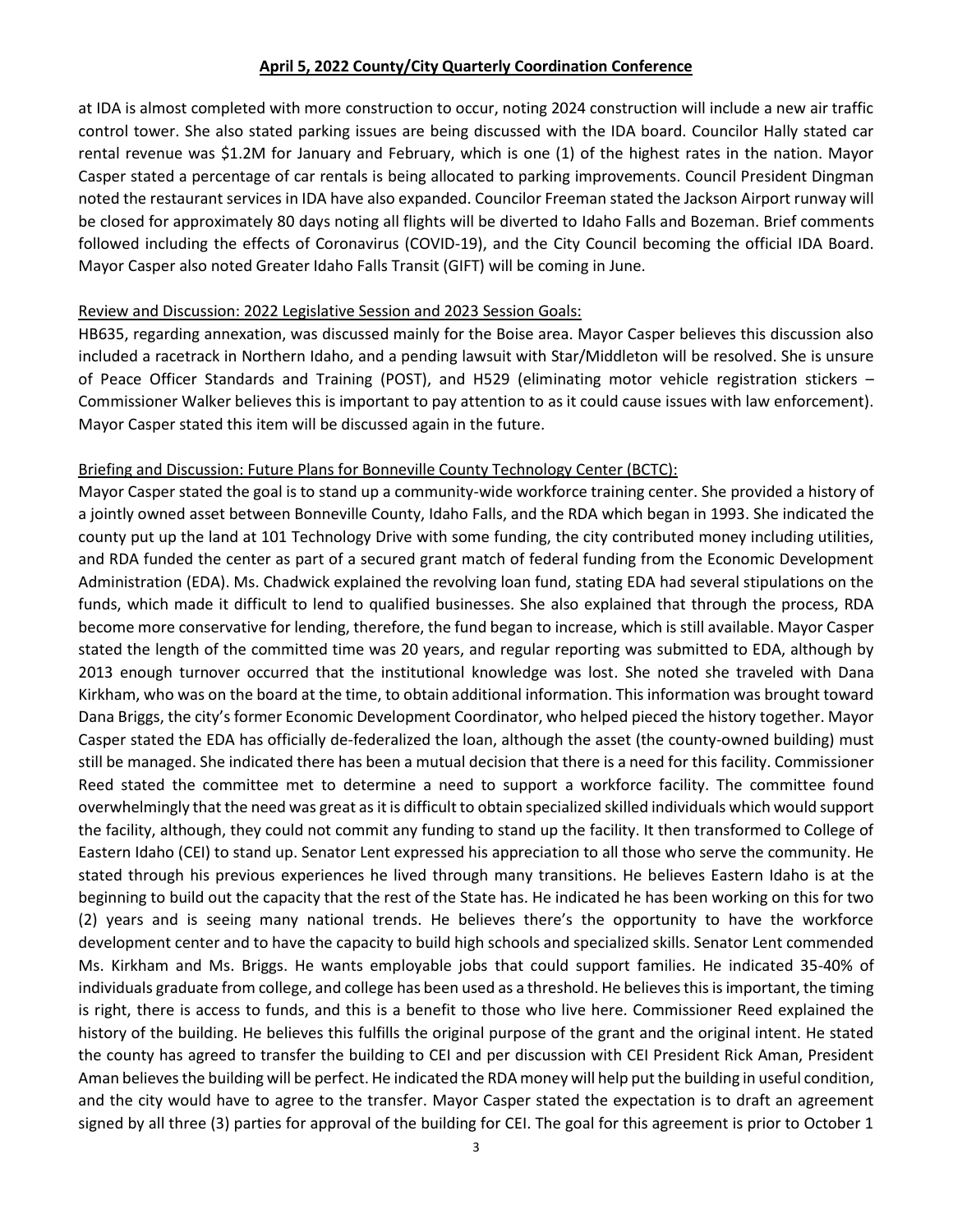at IDA is almost completed with more construction to occur, noting 2024 construction will include a new air traffic control tower. She also stated parking issues are being discussed with the IDA board. Councilor Hally stated car rental revenue was $1.2M for January and February, which is one (1) of the highest rates in the nation. Mayor Casper stated a percentage of car rentals is being allocated to parking improvements. Council President Dingman noted the restaurant services in IDA have also expanded. Councilor Freeman stated the Jackson Airport runway will be closed for approximately 80 days noting all flights will be diverted to Idaho Falls and Bozeman. Brief comments followed including the effects of Coronavirus (COVID-19), and the City Council becoming the official IDA Board. Mayor Casper also noted Greater Idaho Falls Transit (GIFT) will be coming in June.

Review and Discussion: 2022 Legislative Session and 2023 Session Goals:

HB635, regarding annexation, was discussed mainly for the Boise area. Mayor Casper believes this discussion also included a racetrack in Northern Idaho, and a pending lawsuit with Star/Middleton will be resolved. She is unsure of Peace Officer Standards and Training (POST), and H529 (eliminating motor vehicle registration stickers – Commissioner Walker believes this is important to pay attention to as it could cause issues with law enforcement). Mayor Casper stated this item will be discussed again in the future.

Briefing and Discussion: Future Plans for Bonneville County Technology Center (BCTC):

Mayor Casper stated the goal is to stand up a community-wide workforce training center. She provided a history of a jointly owned asset between Bonneville County, Idaho Falls, and the RDA which began in 1993. She indicated the county put up the land at 101 Technology Drive with some funding, the city contributed money including utilities, and RDA funded the center as part of a secured grant match of federal funding from the Economic Development Administration (EDA). Ms. Chadwick explained the revolving loan fund, stating EDA had several stipulations on the funds, which made it difficult to lend to qualified businesses. She also explained that through the process, RDA become more conservative for lending, therefore, the fund began to increase, which is still available. Mayor Casper stated the length of the committed time was 20 years, and regular reporting was submitted to EDA, although by 2013 enough turnover occurred that the institutional knowledge was lost. She noted she traveled with Dana Kirkham, who was on the board at the time, to obtain additional information. This information was brought toward Dana Briggs, the city's former Economic Development Coordinator, who helped pieced the history together. Mayor Casper stated the EDA has officially de-federalized the loan, although the asset (the county-owned building) must still be managed. She indicated there has been a mutual decision that there is a need for this facility. Commissioner Reed stated the committee met to determine a need to support a workforce facility. The committee found overwhelmingly that the need was great as it is difficult to obtain specialized skilled individuals which would support the facility, although, they could not commit any funding to stand up the facility. It then transformed to College of Eastern Idaho (CEI) to stand up. Senator Lent expressed his appreciation to all those who serve the community. He stated through his previous experiences he lived through many transitions. He believes Eastern Idaho is at the beginning to build out the capacity that the rest of the State has. He indicated he has been working on this for two (2) years and is seeing many national trends. He believes there's the opportunity to have the workforce development center and to have the capacity to build high schools and specialized skills. Senator Lent commended Ms. Kirkham and Ms. Briggs. He wants employable jobs that could support families. He indicated 35-40% of individuals graduate from college, and college has been used as a threshold. He believes this is important, the timing is right, there is access to funds, and this is a benefit to those who live here. Commissioner Reed explained the history of the building. He believes this fulfills the original purpose of the grant and the original intent. He stated the county has agreed to transfer the building to CEI and per discussion with CEI President Rick Aman, President Aman believes the building will be perfect. He indicated the RDA money will help put the building in useful condition, and the city would have to agree to the transfer. Mayor Casper stated the expectation is to draft an agreement signed by all three (3) parties for approval of the building for CEI. The goal for this agreement is prior to October 1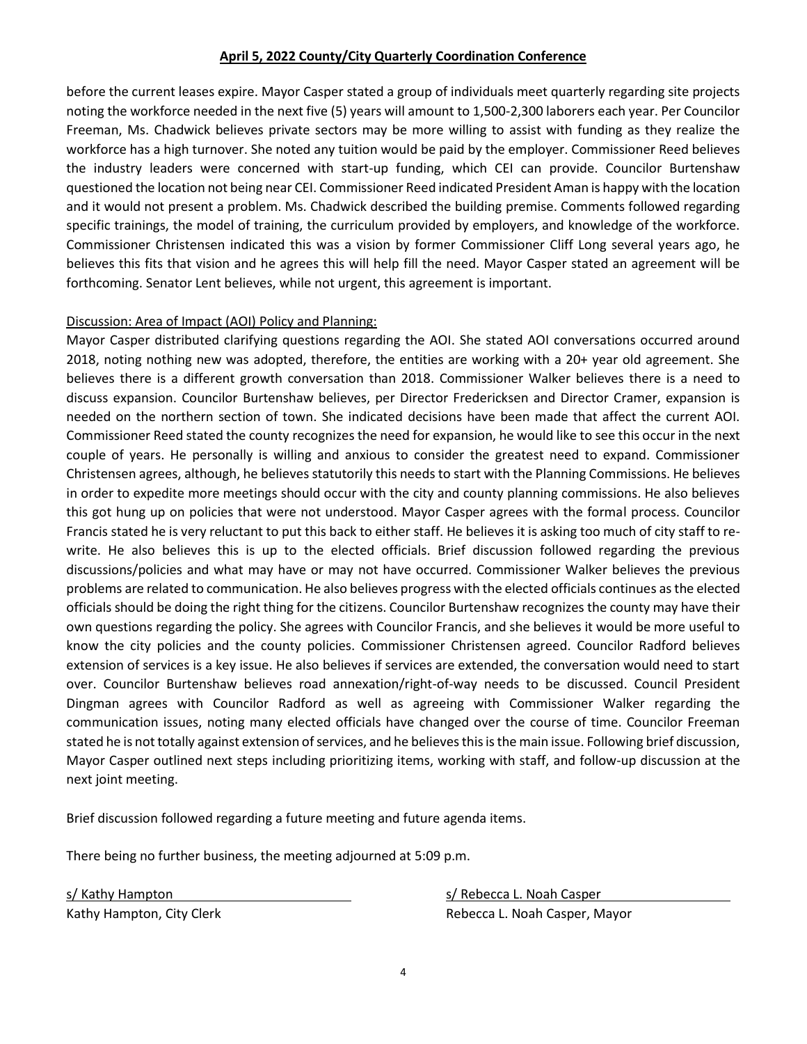before the current leases expire. Mayor Casper stated a group of individuals meet quarterly regarding site projects noting the workforce needed in the next five (5) years will amount to 1,500-2,300 laborers each year. Per Councilor Freeman, Ms. Chadwick believes private sectors may be more willing to assist with funding as they realize the workforce has a high turnover. She noted any tuition would be paid by the employer. Commissioner Reed believes the industry leaders were concerned with start-up funding, which CEI can provide. Councilor Burtenshaw questioned the location not being near CEI. Commissioner Reed indicated President Aman is happy with the location and it would not present a problem. Ms. Chadwick described the building premise. Comments followed regarding specific trainings, the model of training, the curriculum provided by employers, and knowledge of the workforce. Commissioner Christensen indicated this was a vision by former Commissioner Cliff Long several years ago, he believes this fits that vision and he agrees this will help fill the need. Mayor Casper stated an agreement will be forthcoming. Senator Lent believes, while not urgent, this agreement is important.

Discussion: Area of Impact (AOI) Policy and Planning:

Mayor Casper distributed clarifying questions regarding the AOI. She stated AOI conversations occurred around 2018, noting nothing new was adopted, therefore, the entities are working with a 20+ year old agreement. She believes there is a different growth conversation than 2018. Commissioner Walker believes there is a need to discuss expansion. Councilor Burtenshaw believes, per Director Fredericksen and Director Cramer, expansion is needed on the northern section of town. She indicated decisions have been made that affect the current AOI. Commissioner Reed stated the county recognizes the need for expansion, he would like to see this occur in the next couple of years. He personally is willing and anxious to consider the greatest need to expand. Commissioner Christensen agrees, although, he believes statutorily this needs to start with the Planning Commissions. He believes in order to expedite more meetings should occur with the city and county planning commissions. He also believes this got hung up on policies that were not understood. Mayor Casper agrees with the formal process. Councilor Francis stated he is very reluctant to put this back to either staff. He believes it is asking too much of city staff to re-write. He also believes this is up to the elected officials. Brief discussion followed regarding the previous discussions/policies and what may have or may not have occurred. Commissioner Walker believes the previous problems are related to communication. He also believes progress with the elected officials continues as the elected officials should be doing the right thing for the citizens. Councilor Burtenshaw recognizes the county may have their own questions regarding the policy. She agrees with Councilor Francis, and she believes it would be more useful to know the city policies and the county policies. Commissioner Christensen agreed. Councilor Radford believes extension of services is a key issue. He also believes if services are extended, the conversation would need to start over. Councilor Burtenshaw believes road annexation/right-of-way needs to be discussed. Council President Dingman agrees with Councilor Radford as well as agreeing with Commissioner Walker regarding the communication issues, noting many elected officials have changed over the course of time. Councilor Freeman stated he is not totally against extension of services, and he believes this is the main issue. Following brief discussion, Mayor Casper outlined next steps including prioritizing items, working with staff, and follow-up discussion at the next joint meeting.

Brief discussion followed regarding a future meeting and future agenda items.

There being no further business, the meeting adjourned at 5:09 p.m.

s/ Kathy Hampton
Kathy Hampton, City Clerk

s/ Rebecca L. Noah Casper
Rebecca L. Noah Casper, Mayor